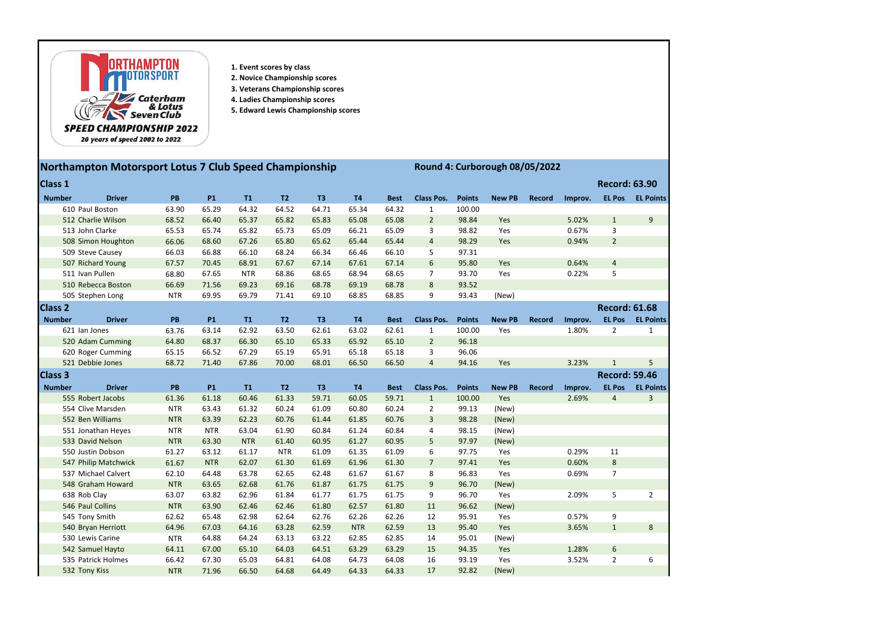1. Event scores by class
2. Novice Championship scores
3. Veterans Championship scores
4. Ladies Championship scores
5. Edward Lewis Championship scores

## Northampton Motorsport Lotus 7 Club Speed Championship

## Round 4: Curborough 08/05/2022

### Class 1

Record: 63.90

| Number | Driver | PB | P1 | T1 | T2 | T3 | T4 | Best | Class Pos. | Points | New PB | Record | Improv. | EL Pos | EL Points |
|---|---|---|---|---|---|---|---|---|---|---|---|---|---|---|---|
| 610 | Paul Boston | 63.90 | 65.29 | 64.32 | 64.52 | 64.71 | 65.34 | 64.32 | 1 | 100.00 | | | | | |
| 512 | Charlie Wilson | 68.52 | 66.40 | 65.37 | 65.82 | 65.83 | 65.08 | 65.08 | 2 | 98.84 | Yes | | 5.02% | 1 | 9 |
| 513 | John Clarke | 65.53 | 65.74 | 65.82 | 65.73 | 65.09 | 66.21 | 65.09 | 3 | 98.82 | Yes | | 0.67% | 3 | |
| 508 | Simon Houghton | 66.06 | 68.60 | 67.26 | 65.80 | 65.62 | 65.44 | 65.44 | 4 | 98.29 | Yes | | 0.94% | 2 | |
| 509 | Steve Causey | 66.03 | 66.88 | 66.10 | 68.24 | 66.34 | 66.46 | 66.10 | 5 | 97.31 | | | | | |
| 507 | Richard Young | 67.57 | 70.45 | 68.91 | 67.67 | 67.14 | 67.61 | 67.14 | 6 | 95.80 | Yes | | 0.64% | 4 | |
| 511 | Ivan Pullen | 68.80 | 67.65 | NTR | 68.86 | 68.65 | 68.94 | 68.65 | 7 | 93.70 | Yes | | 0.22% | 5 | |
| 510 | Rebecca Boston | 66.69 | 71.56 | 69.23 | 69.16 | 68.78 | 69.19 | 68.78 | 8 | 93.52 | | | | | |
| 505 | Stephen Long | NTR | 69.95 | 69.79 | 71.41 | 69.10 | 68.85 | 68.85 | 9 | 93.43 | (New) | | | | |

### Class 2

Record: 61.68

| Number | Driver | PB | P1 | T1 | T2 | T3 | T4 | Best | Class Pos. | Points | New PB | Record | Improv. | EL Pos | EL Points |
|---|---|---|---|---|---|---|---|---|---|---|---|---|---|---|---|
| 621 | Ian Jones | 63.76 | 63.14 | 62.92 | 63.50 | 62.61 | 63.02 | 62.61 | 1 | 100.00 | Yes | | 1.80% | 2 | 1 |
| 520 | Adam Cumming | 64.80 | 68.37 | 66.30 | 65.10 | 65.33 | 65.92 | 65.10 | 2 | 96.18 | | | | | |
| 620 | Roger Cumming | 65.15 | 66.52 | 67.29 | 65.19 | 65.91 | 65.18 | 65.18 | 3 | 96.06 | | | | | |
| 521 | Debbie Jones | 68.72 | 71.40 | 67.86 | 70.00 | 68.01 | 66.50 | 66.50 | 4 | 94.16 | Yes | | 3.23% | 1 | 5 |

### Class 3

Record: 59.46

| Number | Driver | PB | P1 | T1 | T2 | T3 | T4 | Best | Class Pos. | Points | New PB | Record | Improv. | EL Pos | EL Points |
|---|---|---|---|---|---|---|---|---|---|---|---|---|---|---|---|
| 555 | Robert Jacobs | 61.36 | 61.18 | 60.46 | 61.33 | 59.71 | 60.05 | 59.71 | 1 | 100.00 | Yes | | 2.69% | 4 | 3 |
| 554 | Clive Marsden | NTR | 63.43 | 61.32 | 60.24 | 61.09 | 60.80 | 60.24 | 2 | 99.13 | (New) | | | | |
| 552 | Ben Williams | NTR | 63.39 | 62.23 | 60.76 | 61.44 | 61.85 | 60.76 | 3 | 98.28 | (New) | | | | |
| 551 | Jonathan Heyes | NTR | NTR | 63.04 | 61.90 | 60.84 | 61.24 | 60.84 | 4 | 98.15 | (New) | | | | |
| 533 | David Nelson | NTR | 63.30 | NTR | 61.40 | 60.95 | 61.27 | 60.95 | 5 | 97.97 | (New) | | | | |
| 550 | Justin Dobson | 61.27 | 63.12 | 61.17 | NTR | 61.09 | 61.35 | 61.09 | 6 | 97.75 | Yes | | 0.29% | 11 | |
| 547 | Philip Matchwick | 61.67 | NTR | 62.07 | 61.30 | 61.69 | 61.96 | 61.30 | 7 | 97.41 | Yes | | 0.60% | 8 | |
| 537 | Michael Calvert | 62.10 | 64.48 | 63.78 | 62.65 | 62.48 | 61.67 | 61.67 | 8 | 96.83 | Yes | | 0.69% | 7 | |
| 548 | Graham Howard | NTR | 63.65 | 62.68 | 61.76 | 61.87 | 61.75 | 61.75 | 9 | 96.70 | (New) | | | | |
| 638 | Rob Clay | 63.07 | 63.82 | 62.96 | 61.84 | 61.77 | 61.75 | 61.75 | 9 | 96.70 | Yes | | 2.09% | 5 | 2 |
| 546 | Paul Collins | NTR | 63.90 | 62.46 | 62.46 | 61.80 | 62.57 | 61.80 | 11 | 96.62 | (New) | | | | |
| 545 | Tony Smith | 62.62 | 65.48 | 62.98 | 62.64 | 62.76 | 62.26 | 62.26 | 12 | 95.91 | Yes | | 0.57% | 9 | |
| 540 | Bryan Herriott | 64.96 | 67.03 | 64.16 | 63.28 | 62.59 | NTR | 62.59 | 13 | 95.40 | Yes | | 3.65% | 1 | 8 |
| 530 | Lewis Carine | NTR | 64.88 | 64.24 | 63.13 | 63.22 | 62.85 | 62.85 | 14 | 95.01 | (New) | | | | |
| 542 | Samuel Hayto | 64.11 | 67.00 | 65.10 | 64.03 | 64.51 | 63.29 | 63.29 | 15 | 94.35 | Yes | | 1.28% | 6 | |
| 535 | Patrick Holmes | 66.42 | 67.30 | 65.03 | 64.81 | 64.08 | 64.73 | 64.08 | 16 | 93.19 | Yes | | 3.52% | 2 | 6 |
| 532 | Tony Kiss | NTR | 71.96 | 66.50 | 64.68 | 64.49 | 64.33 | 64.33 | 17 | 92.82 | (New) | | | | |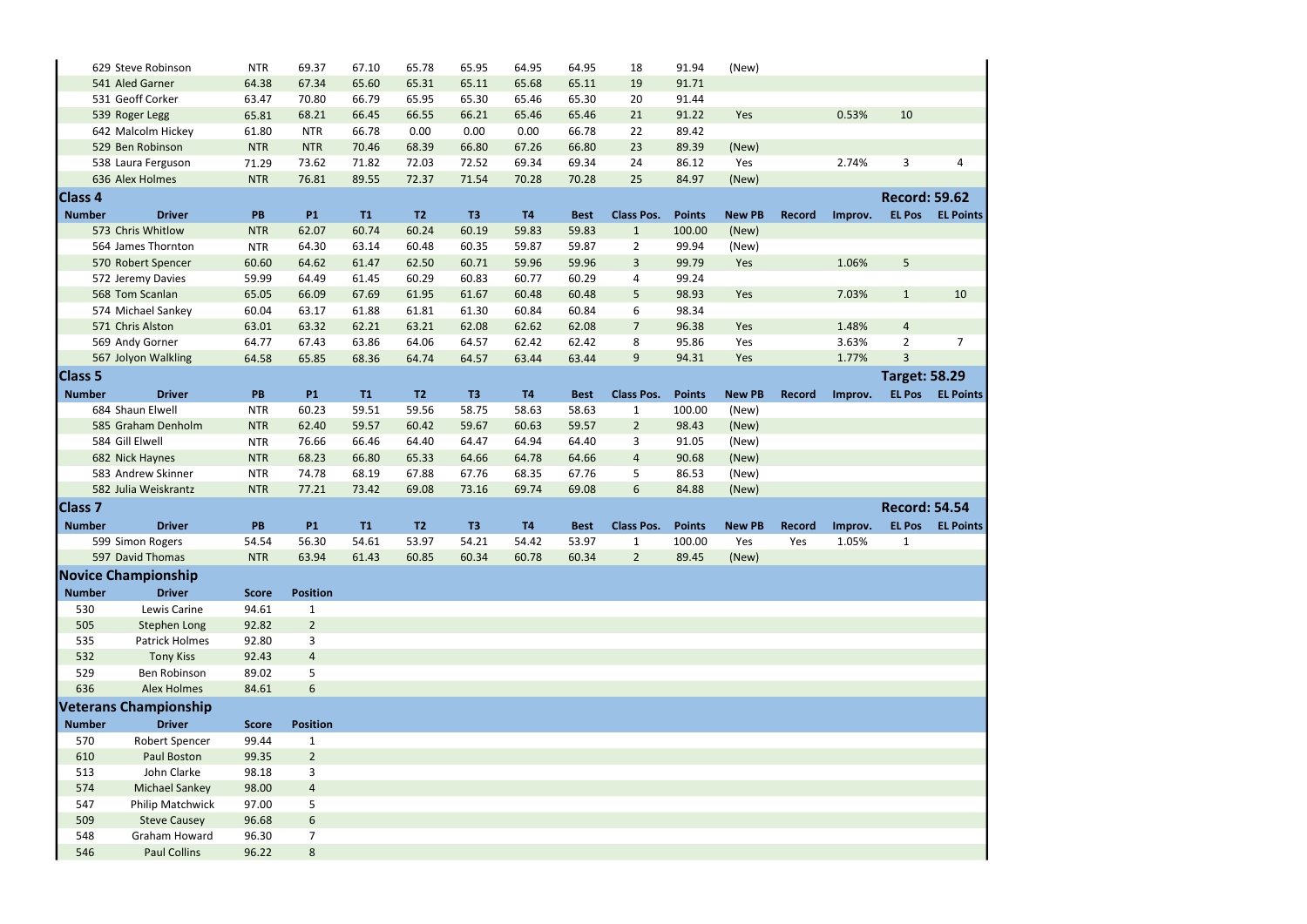| Number | Driver | PB | P1 | T1 | T2 | T3 | T4 | Best | Class Pos. | Points | New PB | Record | Improv. | EL Pos | EL Points |
|---|---|---|---|---|---|---|---|---|---|---|---|---|---|---|---|
| 629 | Steve Robinson | NTR | 69.37 | 67.10 | 65.78 | 65.95 | 64.95 | 64.95 | 18 | 91.94 | (New) | | | | |
| 541 | Aled Garner | 64.38 | 67.34 | 65.60 | 65.31 | 65.11 | 65.68 | 65.11 | 19 | 91.71 | | | | | |
| 531 | Geoff Corker | 63.47 | 70.80 | 66.79 | 65.95 | 65.30 | 65.46 | 65.30 | 20 | 91.44 | | | | | |
| 539 | Roger Legg | 65.81 | 68.21 | 66.45 | 66.55 | 66.21 | 65.46 | 65.46 | 21 | 91.22 | Yes | | 0.53% | 10 | |
| 642 | Malcolm Hickey | 61.80 | NTR | 66.78 | 0.00 | 0.00 | 0.00 | 66.78 | 22 | 89.42 | | | | | |
| 529 | Ben Robinson | NTR | NTR | 70.46 | 68.39 | 66.80 | 67.26 | 66.80 | 23 | 89.39 | (New) | | | | |
| 538 | Laura Ferguson | 71.29 | 73.62 | 71.82 | 72.03 | 72.52 | 69.34 | 69.34 | 24 | 86.12 | Yes | | 2.74% | 3 | 4 |
| 636 | Alex Holmes | NTR | 76.81 | 89.55 | 72.37 | 71.54 | 70.28 | 70.28 | 25 | 84.97 | (New) | | | | |

## Class 4

**Record: 59.62**

| Number | Driver | PB | P1 | T1 | T2 | T3 | T4 | Best | Class Pos. | Points | New PB | Record | Improv. | EL Pos | EL Points |
|---|---|---|---|---|---|---|---|---|---|---|---|---|---|---|---|
| 573 | Chris Whitlow | NTR | 62.07 | 60.74 | 60.24 | 60.19 | 59.83 | 59.83 | 1 | 100.00 | (New) | | | | |
| 564 | James Thornton | NTR | 64.30 | 63.14 | 60.48 | 60.35 | 59.87 | 59.87 | 2 | 99.94 | (New) | | | | |
| 570 | Robert Spencer | 60.60 | 64.62 | 61.47 | 62.50 | 60.71 | 59.96 | 59.96 | 3 | 99.79 | Yes | | 1.06% | 5 | |
| 572 | Jeremy Davies | 59.99 | 64.49 | 61.45 | 60.29 | 60.83 | 60.77 | 60.29 | 4 | 99.24 | | | | | |
| 568 | Tom Scanlan | 65.05 | 66.09 | 67.69 | 61.95 | 61.67 | 60.48 | 60.48 | 5 | 98.93 | Yes | | 7.03% | 1 | 10 |
| 574 | Michael Sankey | 60.04 | 63.17 | 61.88 | 61.81 | 61.30 | 60.84 | 60.84 | 6 | 98.34 | | | | | |
| 571 | Chris Alston | 63.01 | 63.32 | 62.21 | 63.21 | 62.08 | 62.62 | 62.08 | 7 | 96.38 | Yes | | 1.48% | 4 | |
| 569 | Andy Gorner | 64.77 | 67.43 | 63.86 | 64.06 | 64.57 | 62.42 | 62.42 | 8 | 95.86 | Yes | | 3.63% | 2 | 7 |
| 567 | Jolyon Walkling | 64.58 | 65.85 | 68.36 | 64.74 | 64.57 | 63.44 | 63.44 | 9 | 94.31 | Yes | | 1.77% | 3 | |

## Class 5

**Target: 58.29**

| Number | Driver | PB | P1 | T1 | T2 | T3 | T4 | Best | Class Pos. | Points | New PB | Record | Improv. | EL Pos | EL Points |
|---|---|---|---|---|---|---|---|---|---|---|---|---|---|---|---|
| 684 | Shaun Elwell | NTR | 60.23 | 59.51 | 59.56 | 58.75 | 58.63 | 58.63 | 1 | 100.00 | (New) | | | | |
| 585 | Graham Denholm | NTR | 62.40 | 59.57 | 60.42 | 59.67 | 60.63 | 59.57 | 2 | 98.43 | (New) | | | | |
| 584 | Gill Elwell | NTR | 76.66 | 66.46 | 64.40 | 64.47 | 64.94 | 64.40 | 3 | 91.05 | (New) | | | | |
| 682 | Nick Haynes | NTR | 68.23 | 66.80 | 65.33 | 64.66 | 64.78 | 64.66 | 4 | 90.68 | (New) | | | | |
| 583 | Andrew Skinner | NTR | 74.78 | 68.19 | 67.88 | 67.76 | 68.35 | 67.76 | 5 | 86.53 | (New) | | | | |
| 582 | Julia Weiskrantz | NTR | 77.21 | 73.42 | 69.08 | 73.16 | 69.74 | 69.08 | 6 | 84.88 | (New) | | | | |

## Class 7

**Record: 54.54**

| Number | Driver | PB | P1 | T1 | T2 | T3 | T4 | Best | Class Pos. | Points | New PB | Record | Improv. | EL Pos | EL Points |
|---|---|---|---|---|---|---|---|---|---|---|---|---|---|---|---|
| 599 | Simon Rogers | 54.54 | 56.30 | 54.61 | 53.97 | 54.21 | 54.42 | 53.97 | 1 | 100.00 | Yes | Yes | 1.05% | 1 | |
| 597 | David Thomas | NTR | 63.94 | 61.43 | 60.85 | 60.34 | 60.78 | 60.34 | 2 | 89.45 | (New) | | | | |

## Novice Championship

| Number | Driver | Score | Position |
|---|---|---|---|
| 530 | Lewis Carine | 94.61 | 1 |
| 505 | Stephen Long | 92.82 | 2 |
| 535 | Patrick Holmes | 92.80 | 3 |
| 532 | Tony Kiss | 92.43 | 4 |
| 529 | Ben Robinson | 89.02 | 5 |
| 636 | Alex Holmes | 84.61 | 6 |

## Veterans Championship

| Number | Driver | Score | Position |
|---|---|---|---|
| 570 | Robert Spencer | 99.44 | 1 |
| 610 | Paul Boston | 99.35 | 2 |
| 513 | John Clarke | 98.18 | 3 |
| 574 | Michael Sankey | 98.00 | 4 |
| 547 | Philip Matchwick | 97.00 | 5 |
| 509 | Steve Causey | 96.68 | 6 |
| 548 | Graham Howard | 96.30 | 7 |
| 546 | Paul Collins | 96.22 | 8 |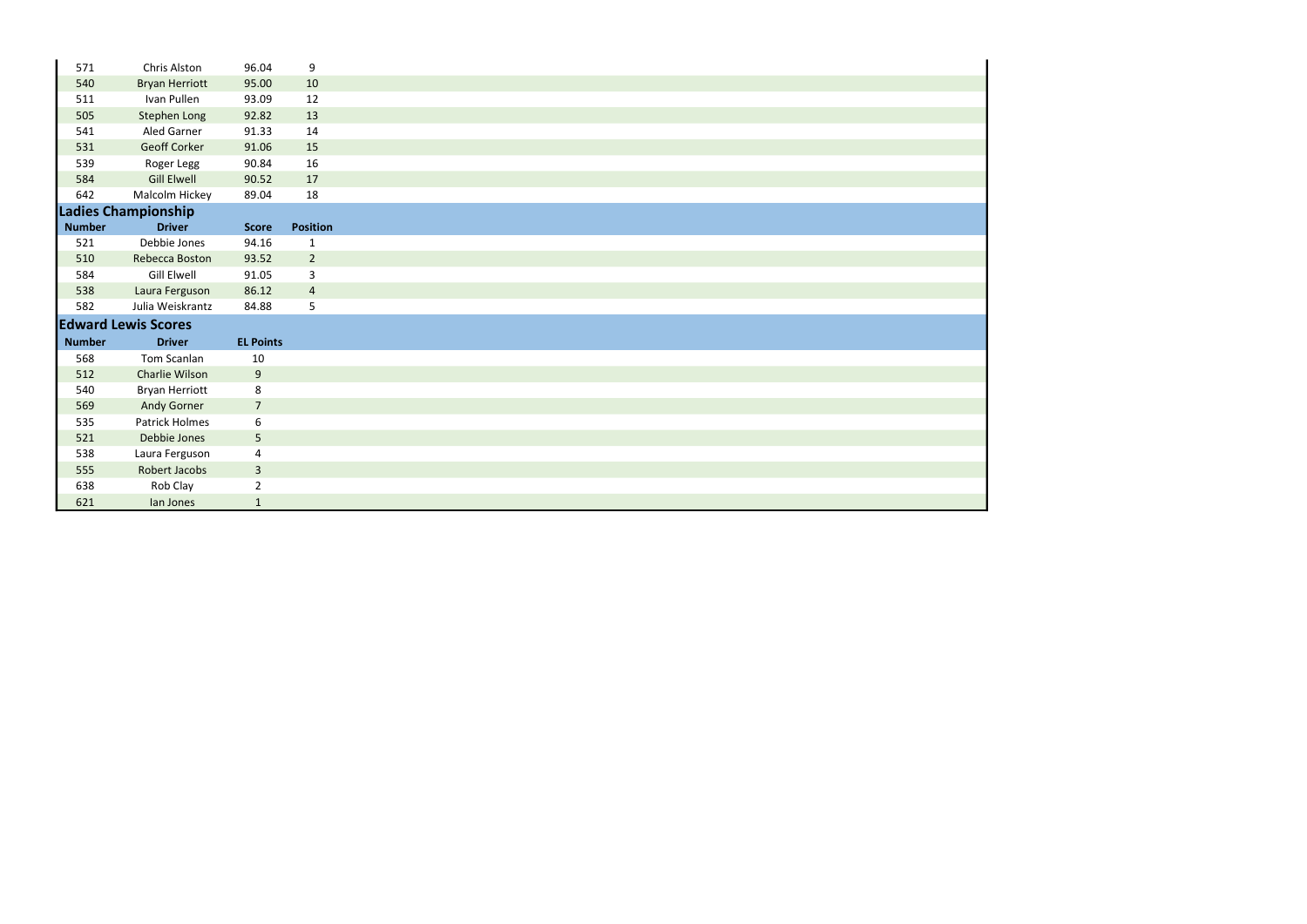| | | | |
|---|---|---|---|
| 571 | Chris Alston | 96.04 | 9 |
| 540 | Bryan Herriott | 95.00 | 10 |
| 511 | Ivan Pullen | 93.09 | 12 |
| 505 | Stephen Long | 92.82 | 13 |
| 541 | Aled Garner | 91.33 | 14 |
| 531 | Geoff Corker | 91.06 | 15 |
| 539 | Roger Legg | 90.84 | 16 |
| 584 | Gill Elwell | 90.52 | 17 |
| 642 | Malcolm Hickey | 89.04 | 18 |

## Ladies Championship

| Number | Driver | Score | Position |
|---|---|---|---|
| 521 | Debbie Jones | 94.16 | 1 |
| 510 | Rebecca Boston | 93.52 | 2 |
| 584 | Gill Elwell | 91.05 | 3 |
| 538 | Laura Ferguson | 86.12 | 4 |
| 582 | Julia Weiskrantz | 84.88 | 5 |

## Edward Lewis Scores

| Number | Driver | EL Points |
|---|---|---|
| 568 | Tom Scanlan | 10 |
| 512 | Charlie Wilson | 9 |
| 540 | Bryan Herriott | 8 |
| 569 | Andy Gorner | 7 |
| 535 | Patrick Holmes | 6 |
| 521 | Debbie Jones | 5 |
| 538 | Laura Ferguson | 4 |
| 555 | Robert Jacobs | 3 |
| 638 | Rob Clay | 2 |
| 621 | Ian Jones | 1 |